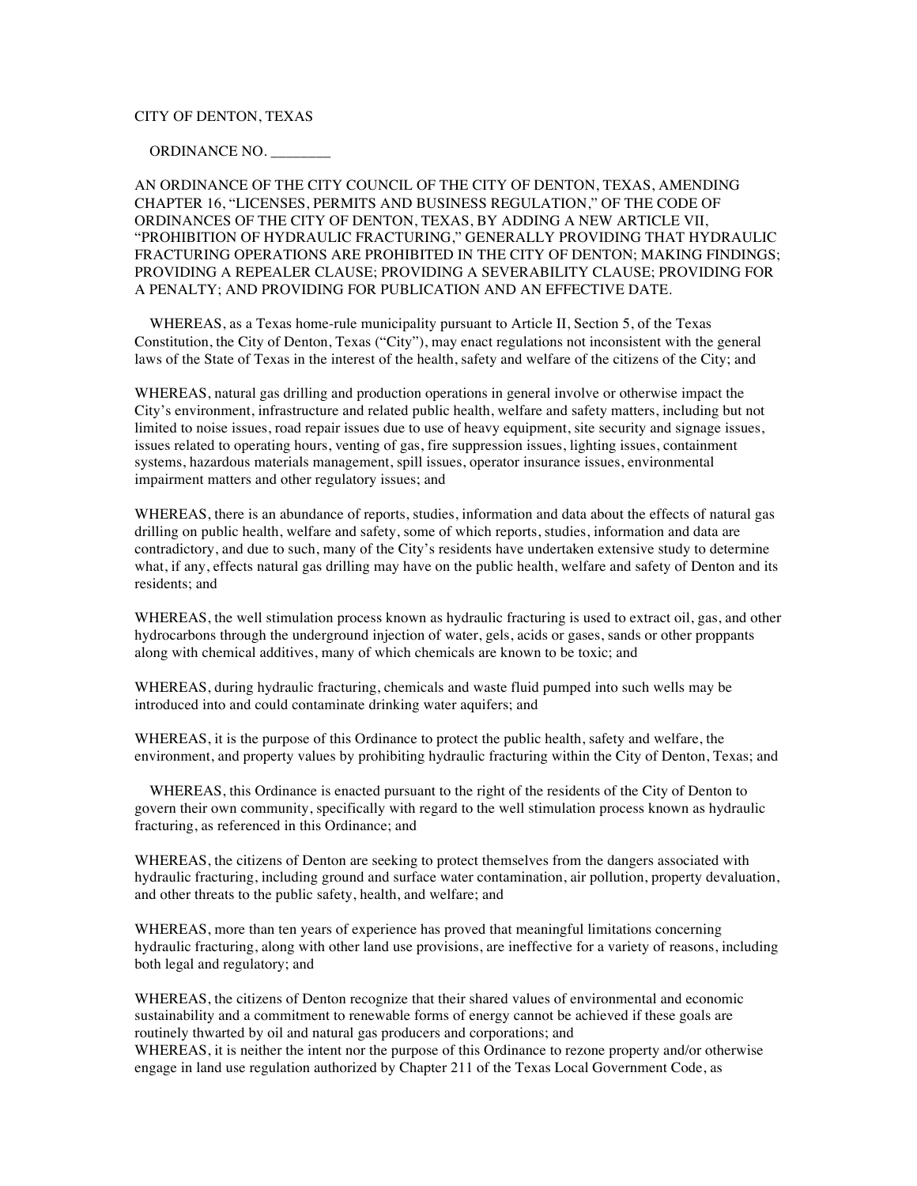CITY OF DENTON, TEXAS

ORDINANCE NO. ________

AN ORDINANCE OF THE CITY COUNCIL OF THE CITY OF DENTON, TEXAS, AMENDING CHAPTER 16, "LICENSES, PERMITS AND BUSINESS REGULATION," OF THE CODE OF ORDINANCES OF THE CITY OF DENTON, TEXAS, BY ADDING A NEW ARTICLE VII, "PROHIBITION OF HYDRAULIC FRACTURING," GENERALLY PROVIDING THAT HYDRAULIC FRACTURING OPERATIONS ARE PROHIBITED IN THE CITY OF DENTON; MAKING FINDINGS; PROVIDING A REPEALER CLAUSE; PROVIDING A SEVERABILITY CLAUSE; PROVIDING FOR A PENALTY; AND PROVIDING FOR PUBLICATION AND AN EFFECTIVE DATE.

WHEREAS, as a Texas home-rule municipality pursuant to Article II, Section 5, of the Texas Constitution, the City of Denton, Texas ("City"), may enact regulations not inconsistent with the general laws of the State of Texas in the interest of the health, safety and welfare of the citizens of the City; and

WHEREAS, natural gas drilling and production operations in general involve or otherwise impact the City's environment, infrastructure and related public health, welfare and safety matters, including but not limited to noise issues, road repair issues due to use of heavy equipment, site security and signage issues, issues related to operating hours, venting of gas, fire suppression issues, lighting issues, containment systems, hazardous materials management, spill issues, operator insurance issues, environmental impairment matters and other regulatory issues; and

WHEREAS, there is an abundance of reports, studies, information and data about the effects of natural gas drilling on public health, welfare and safety, some of which reports, studies, information and data are contradictory, and due to such, many of the City's residents have undertaken extensive study to determine what, if any, effects natural gas drilling may have on the public health, welfare and safety of Denton and its residents; and

WHEREAS, the well stimulation process known as hydraulic fracturing is used to extract oil, gas, and other hydrocarbons through the underground injection of water, gels, acids or gases, sands or other proppants along with chemical additives, many of which chemicals are known to be toxic; and

WHEREAS, during hydraulic fracturing, chemicals and waste fluid pumped into such wells may be introduced into and could contaminate drinking water aquifers; and

WHEREAS, it is the purpose of this Ordinance to protect the public health, safety and welfare, the environment, and property values by prohibiting hydraulic fracturing within the City of Denton, Texas; and

WHEREAS, this Ordinance is enacted pursuant to the right of the residents of the City of Denton to govern their own community, specifically with regard to the well stimulation process known as hydraulic fracturing, as referenced in this Ordinance; and

WHEREAS, the citizens of Denton are seeking to protect themselves from the dangers associated with hydraulic fracturing, including ground and surface water contamination, air pollution, property devaluation, and other threats to the public safety, health, and welfare; and

WHEREAS, more than ten years of experience has proved that meaningful limitations concerning hydraulic fracturing, along with other land use provisions, are ineffective for a variety of reasons, including both legal and regulatory; and

WHEREAS, the citizens of Denton recognize that their shared values of environmental and economic sustainability and a commitment to renewable forms of energy cannot be achieved if these goals are routinely thwarted by oil and natural gas producers and corporations; and

WHEREAS, it is neither the intent nor the purpose of this Ordinance to rezone property and/or otherwise engage in land use regulation authorized by Chapter 211 of the Texas Local Government Code, as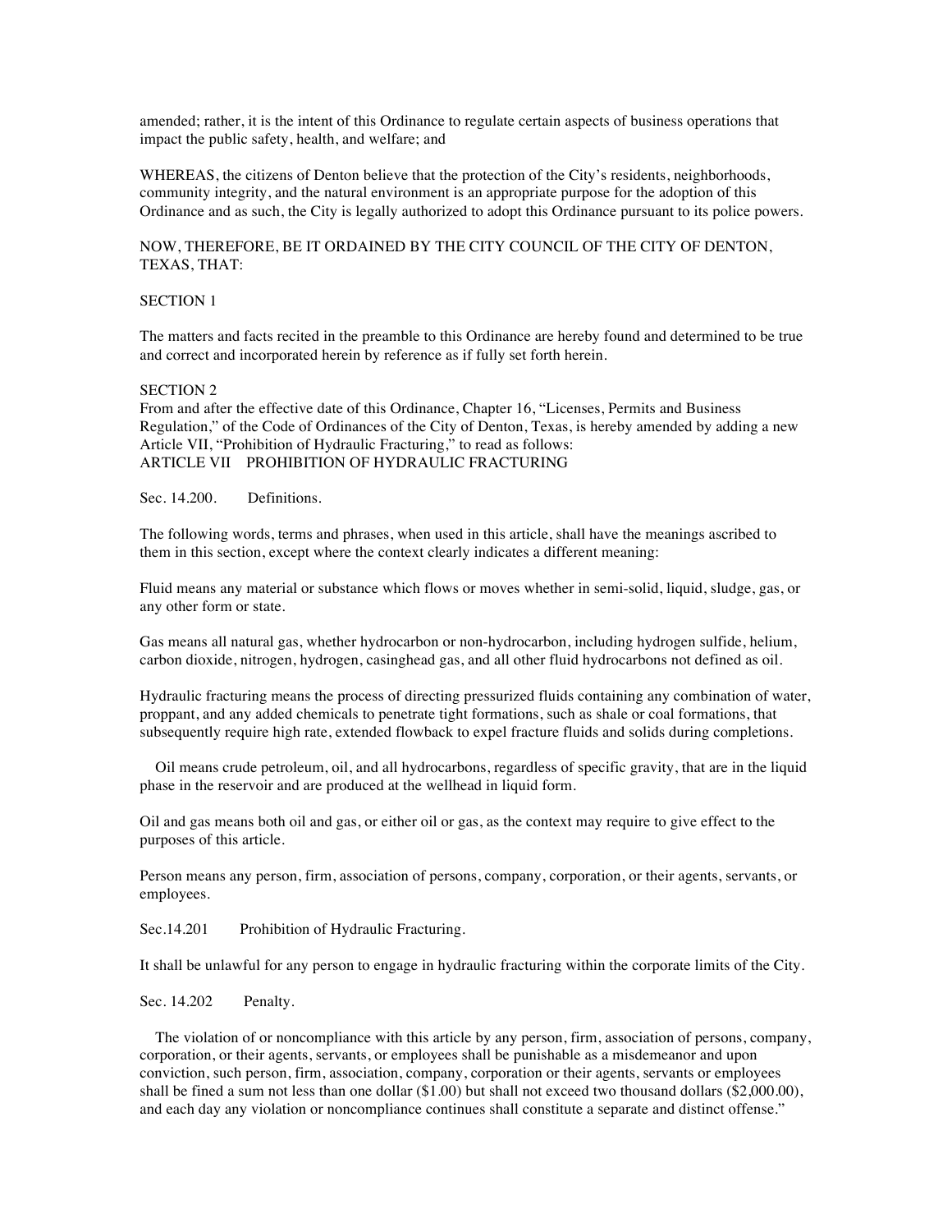amended; rather, it is the intent of this Ordinance to regulate certain aspects of business operations that impact the public safety, health, and welfare; and

WHEREAS, the citizens of Denton believe that the protection of the City's residents, neighborhoods, community integrity, and the natural environment is an appropriate purpose for the adoption of this Ordinance and as such, the City is legally authorized to adopt this Ordinance pursuant to its police powers.

NOW, THEREFORE, BE IT ORDAINED BY THE CITY COUNCIL OF THE CITY OF DENTON, TEXAS, THAT:

SECTION 1

The matters and facts recited in the preamble to this Ordinance are hereby found and determined to be true and correct and incorporated herein by reference as if fully set forth herein.

SECTION 2

From and after the effective date of this Ordinance, Chapter 16, "Licenses, Permits and Business Regulation," of the Code of Ordinances of the City of Denton, Texas, is hereby amended by adding a new Article VII, "Prohibition of Hydraulic Fracturing," to read as follows:

ARTICLE VII PROHIBITION OF HYDRAULIC FRACTURING

Sec. 14.200. Definitions.

The following words, terms and phrases, when used in this article, shall have the meanings ascribed to them in this section, except where the context clearly indicates a different meaning:

Fluid means any material or substance which flows or moves whether in semi-solid, liquid, sludge, gas, or any other form or state.

Gas means all natural gas, whether hydrocarbon or non-hydrocarbon, including hydrogen sulfide, helium, carbon dioxide, nitrogen, hydrogen, casinghead gas, and all other fluid hydrocarbons not defined as oil.

Hydraulic fracturing means the process of directing pressurized fluids containing any combination of water, proppant, and any added chemicals to penetrate tight formations, such as shale or coal formations, that subsequently require high rate, extended flowback to expel fracture fluids and solids during completions.

Oil means crude petroleum, oil, and all hydrocarbons, regardless of specific gravity, that are in the liquid phase in the reservoir and are produced at the wellhead in liquid form.

Oil and gas means both oil and gas, or either oil or gas, as the context may require to give effect to the purposes of this article.

Person means any person, firm, association of persons, company, corporation, or their agents, servants, or employees.

Sec.14.201 Prohibition of Hydraulic Fracturing.

It shall be unlawful for any person to engage in hydraulic fracturing within the corporate limits of the City.

Sec. 14.202 Penalty.

The violation of or noncompliance with this article by any person, firm, association of persons, company, corporation, or their agents, servants, or employees shall be punishable as a misdemeanor and upon conviction, such person, firm, association, company, corporation or their agents, servants or employees shall be fined a sum not less than one dollar ($1.00) but shall not exceed two thousand dollars ($2,000.00), and each day any violation or noncompliance continues shall constitute a separate and distinct offense."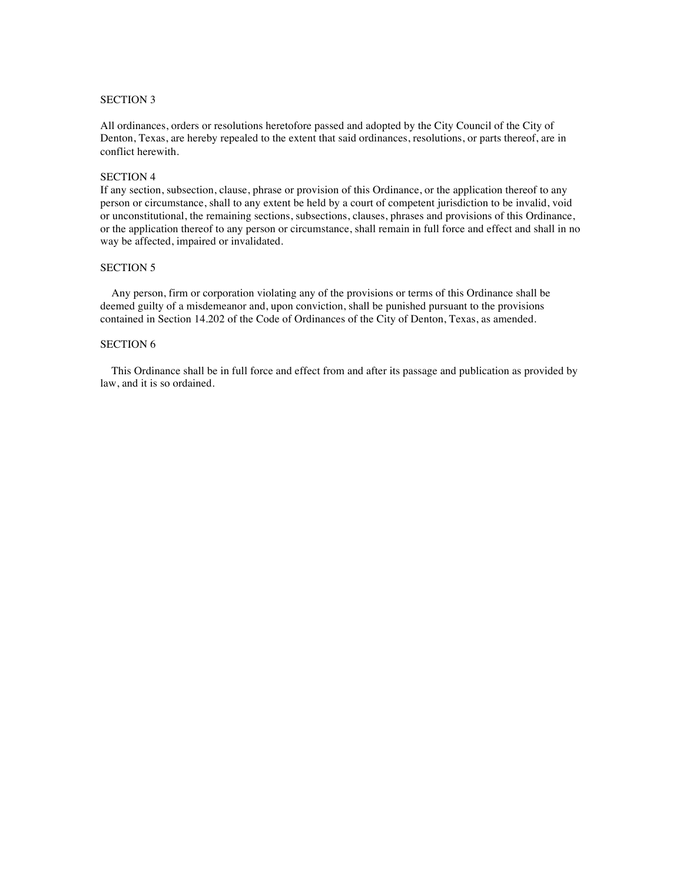SECTION 3

All ordinances, orders or resolutions heretofore passed and adopted by the City Council of the City of Denton, Texas, are hereby repealed to the extent that said ordinances, resolutions, or parts thereof, are in conflict herewith.

SECTION 4

If any section, subsection, clause, phrase or provision of this Ordinance, or the application thereof to any person or circumstance, shall to any extent be held by a court of competent jurisdiction to be invalid, void or unconstitutional, the remaining sections, subsections, clauses, phrases and provisions of this Ordinance, or the application thereof to any person or circumstance, shall remain in full force and effect and shall in no way be affected, impaired or invalidated.

SECTION 5

Any person, firm or corporation violating any of the provisions or terms of this Ordinance shall be deemed guilty of a misdemeanor and, upon conviction, shall be punished pursuant to the provisions contained in Section 14.202 of the Code of Ordinances of the City of Denton, Texas, as amended.

SECTION 6

This Ordinance shall be in full force and effect from and after its passage and publication as provided by law, and it is so ordained.